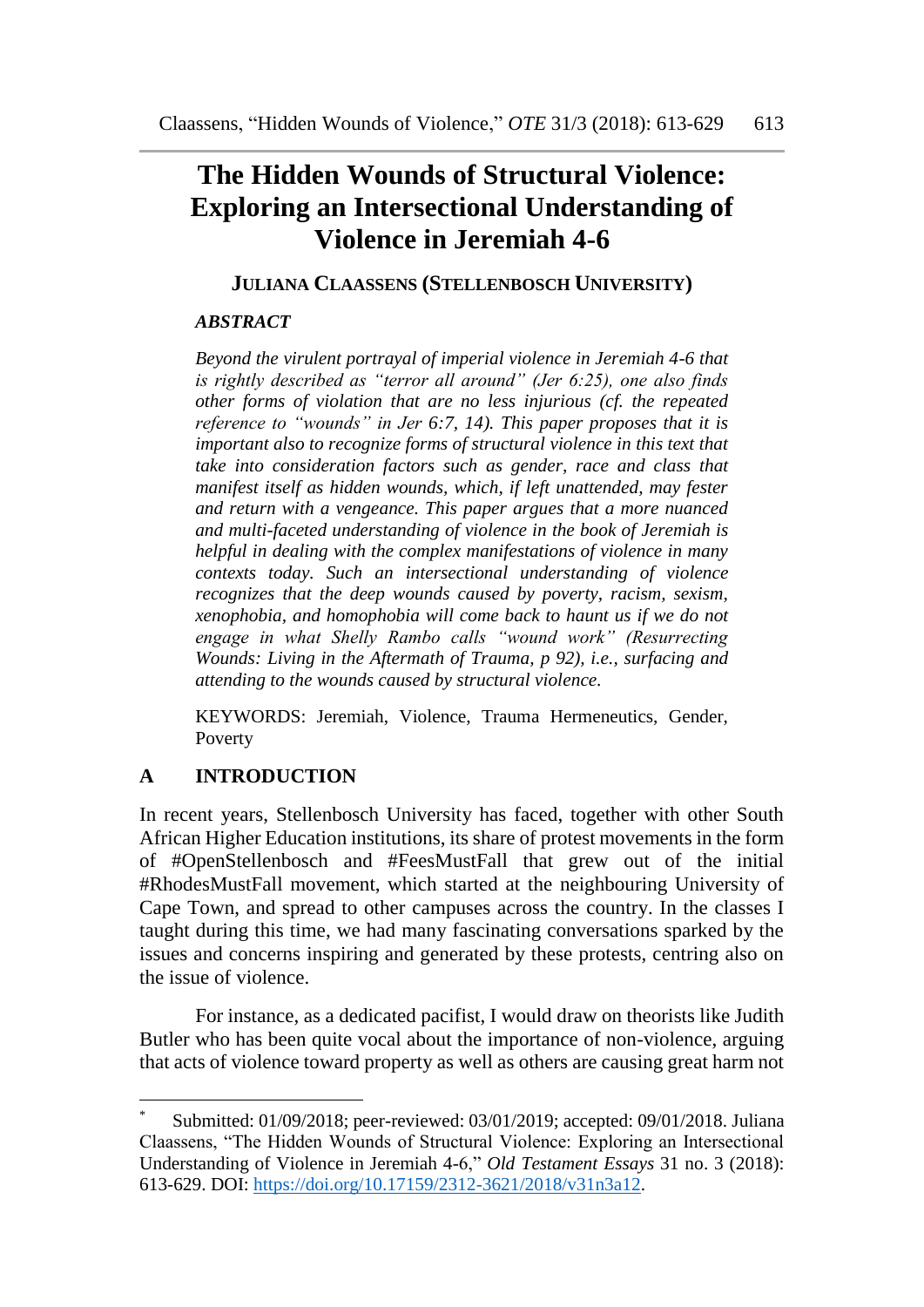# The Hidden Wounds of Structural Violence: Exploring an Intersectional Understanding of Violence in Jeremiah 4-6

**JULIANA CLAASSENS (STELLENBOSCH UNIVERSITY)**

***ABSTRACT***

*Beyond the virulent portrayal of imperial violence in Jeremiah 4-6 that is rightly described as "terror all around" (Jer 6:25), one also finds other forms of violation that are no less injurious (cf. the repeated reference to "wounds" in Jer 6:7, 14). This paper proposes that it is important also to recognize forms of structural violence in this text that take into consideration factors such as gender, race and class that manifest itself as hidden wounds, which, if left unattended, may fester and return with a vengeance. This paper argues that a more nuanced and multi-faceted understanding of violence in the book of Jeremiah is helpful in dealing with the complex manifestations of violence in many contexts today. Such an intersectional understanding of violence recognizes that the deep wounds caused by poverty, racism, sexism, xenophobia, and homophobia will come back to haunt us if we do not engage in what Shelly Rambo calls "wound work" (Resurrecting Wounds: Living in the Aftermath of Trauma, p 92), i.e., surfacing and attending to the wounds caused by structural violence.*

KEYWORDS: Jeremiah, Violence, Trauma Hermeneutics, Gender, Poverty

## A INTRODUCTION

In recent years, Stellenbosch University has faced, together with other South African Higher Education institutions, its share of protest movements in the form of #OpenStellenbosch and #FeesMustFall that grew out of the initial #RhodesMustFall movement, which started at the neighbouring University of Cape Town, and spread to other campuses across the country. In the classes I taught during this time, we had many fascinating conversations sparked by the issues and concerns inspiring and generated by these protests, centring also on the issue of violence.

For instance, as a dedicated pacifist, I would draw on theorists like Judith Butler who has been quite vocal about the importance of non-violence, arguing that acts of violence toward property as well as others are causing great harm not

---

[*] Submitted: 01/09/2018; peer-reviewed: 03/01/2019; accepted: 09/01/2018. Juliana Claassens, "The Hidden Wounds of Structural Violence: Exploring an Intersectional Understanding of Violence in Jeremiah 4-6," *Old Testament Essays* 31 no. 3 (2018): 613-629. DOI: https://doi.org/10.17159/2312-3621/2018/v31n3a12.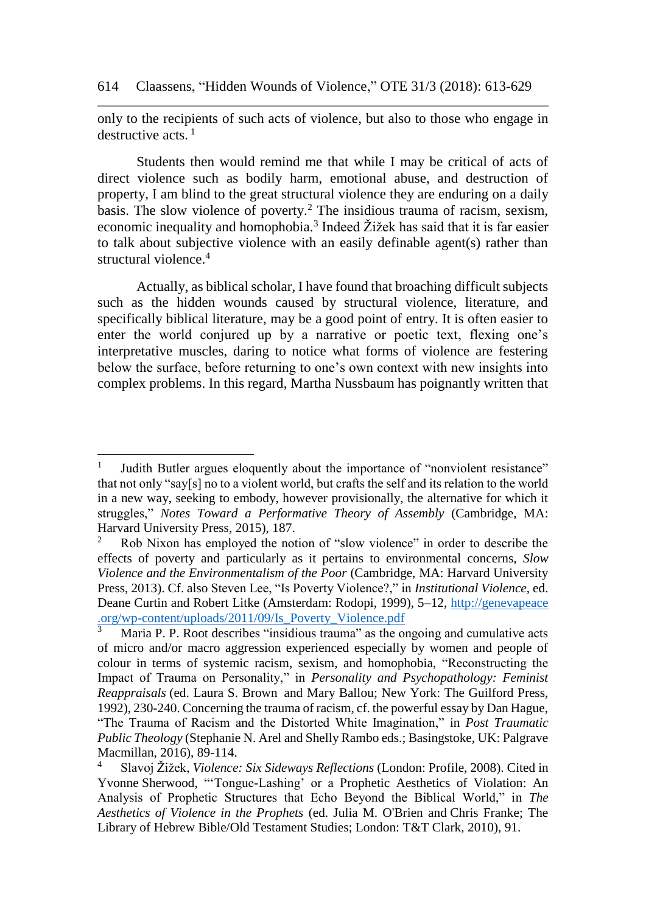only to the recipients of such acts of violence, but also to those who engage in destructive acts. [1]

Students then would remind me that while I may be critical of acts of direct violence such as bodily harm, emotional abuse, and destruction of property, I am blind to the great structural violence they are enduring on a daily basis. The slow violence of poverty.[2] The insidious trauma of racism, sexism, economic inequality and homophobia.[3] Indeed Žižek has said that it is far easier to talk about subjective violence with an easily definable agent(s) rather than structural violence.[4]

Actually, as biblical scholar, I have found that broaching difficult subjects such as the hidden wounds caused by structural violence, literature, and specifically biblical literature, may be a good point of entry. It is often easier to enter the world conjured up by a narrative or poetic text, flexing one's interpretative muscles, daring to notice what forms of violence are festering below the surface, before returning to one's own context with new insights into complex problems. In this regard, Martha Nussbaum has poignantly written that

---

[1] Judith Butler argues eloquently about the importance of "nonviolent resistance" that not only "say[s] no to a violent world, but crafts the self and its relation to the world in a new way, seeking to embody, however provisionally, the alternative for which it struggles," *Notes Toward a Performative Theory of Assembly* (Cambridge, MA: Harvard University Press, 2015), 187.

[2] Rob Nixon has employed the notion of "slow violence" in order to describe the effects of poverty and particularly as it pertains to environmental concerns, *Slow Violence and the Environmentalism of the Poor* (Cambridge, MA: Harvard University Press, 2013). Cf. also Steven Lee, "Is Poverty Violence?," in *Institutional Violence*, ed. Deane Curtin and Robert Litke (Amsterdam: Rodopi, 1999), 5–12, http://genevapeace.org/wp-content/uploads/2011/09/Is_Poverty_Violence.pdf

[3] Maria P. P. Root describes "insidious trauma" as the ongoing and cumulative acts of micro and/or macro aggression experienced especially by women and people of colour in terms of systemic racism, sexism, and homophobia, "Reconstructing the Impact of Trauma on Personality," in *Personality and Psychopathology: Feminist Reappraisals* (ed. Laura S. Brown and Mary Ballou; New York: The Guilford Press, 1992), 230-240. Concerning the trauma of racism, cf. the powerful essay by Dan Hague, "The Trauma of Racism and the Distorted White Imagination," in *Post Traumatic Public Theology* (Stephanie N. Arel and Shelly Rambo eds.; Basingstoke, UK: Palgrave Macmillan, 2016), 89-114.

[4] Slavoj Žižek, *Violence: Six Sideways Reflections* (London: Profile, 2008). Cited in Yvonne Sherwood, "'Tongue-Lashing' or a Prophetic Aesthetics of Violation: An Analysis of Prophetic Structures that Echo Beyond the Biblical World," in *The Aesthetics of Violence in the Prophets* (ed. Julia M. O'Brien and Chris Franke; The Library of Hebrew Bible/Old Testament Studies; London: T&T Clark, 2010), 91.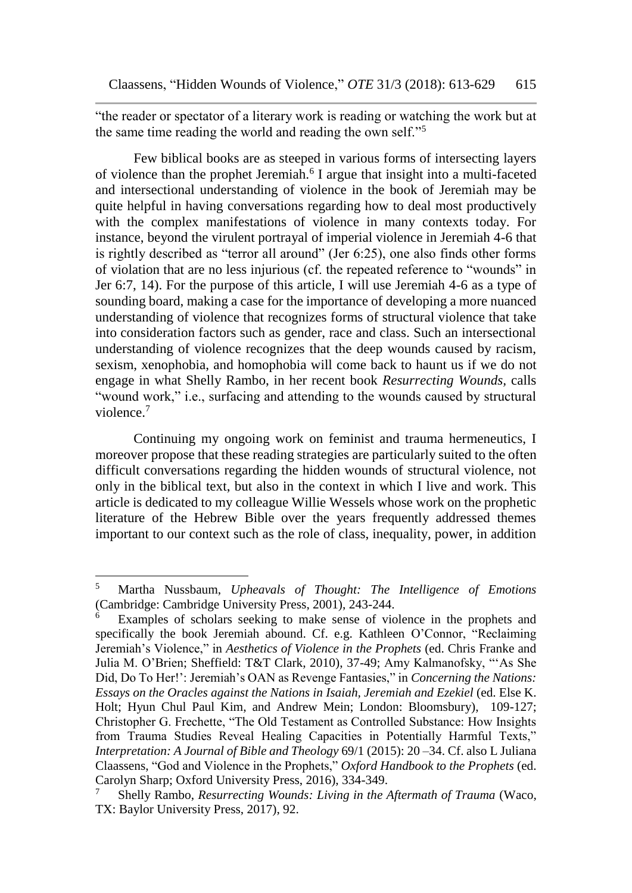"the reader or spectator of a literary work is reading or watching the work but at the same time reading the world and reading the own self."[5]

Few biblical books are as steeped in various forms of intersecting layers of violence than the prophet Jeremiah.[6] I argue that insight into a multi-faceted and intersectional understanding of violence in the book of Jeremiah may be quite helpful in having conversations regarding how to deal most productively with the complex manifestations of violence in many contexts today. For instance, beyond the virulent portrayal of imperial violence in Jeremiah 4-6 that is rightly described as "terror all around" (Jer 6:25), one also finds other forms of violation that are no less injurious (cf. the repeated reference to "wounds" in Jer 6:7, 14). For the purpose of this article, I will use Jeremiah 4-6 as a type of sounding board, making a case for the importance of developing a more nuanced understanding of violence that recognizes forms of structural violence that take into consideration factors such as gender, race and class. Such an intersectional understanding of violence recognizes that the deep wounds caused by racism, sexism, xenophobia, and homophobia will come back to haunt us if we do not engage in what Shelly Rambo, in her recent book *Resurrecting Wounds,* calls "wound work," i.e., surfacing and attending to the wounds caused by structural violence.[7]

Continuing my ongoing work on feminist and trauma hermeneutics, I moreover propose that these reading strategies are particularly suited to the often difficult conversations regarding the hidden wounds of structural violence, not only in the biblical text, but also in the context in which I live and work. This article is dedicated to my colleague Willie Wessels whose work on the prophetic literature of the Hebrew Bible over the years frequently addressed themes important to our context such as the role of class, inequality, power, in addition

---

[5] Martha Nussbaum, *Upheavals of Thought: The Intelligence of Emotions* (Cambridge: Cambridge University Press, 2001), 243-244.

[6] Examples of scholars seeking to make sense of violence in the prophets and specifically the book Jeremiah abound. Cf. e.g. Kathleen O'Connor, "Reclaiming Jeremiah's Violence," in *Aesthetics of Violence in the Prophets* (ed. Chris Franke and Julia M. O'Brien; Sheffield: T&T Clark, 2010), 37-49; Amy Kalmanofsky, "'As She Did, Do To Her!': Jeremiah's OAN as Revenge Fantasies," in *Concerning the Nations: Essays on the Oracles against the Nations in Isaiah, Jeremiah and Ezekiel* (ed. Else K. Holt; Hyun Chul Paul Kim, and Andrew Mein; London: Bloomsbury), 109-127; Christopher G. Frechette, "The Old Testament as Controlled Substance: How Insights from Trauma Studies Reveal Healing Capacities in Potentially Harmful Texts," *Interpretation: A Journal of Bible and Theology* 69/1 (2015): 20 –34. Cf. also L Juliana Claassens, "God and Violence in the Prophets," *Oxford Handbook to the Prophets* (ed. Carolyn Sharp; Oxford University Press, 2016), 334-349.

[7] Shelly Rambo, *Resurrecting Wounds: Living in the Aftermath of Trauma* (Waco, TX: Baylor University Press, 2017), 92.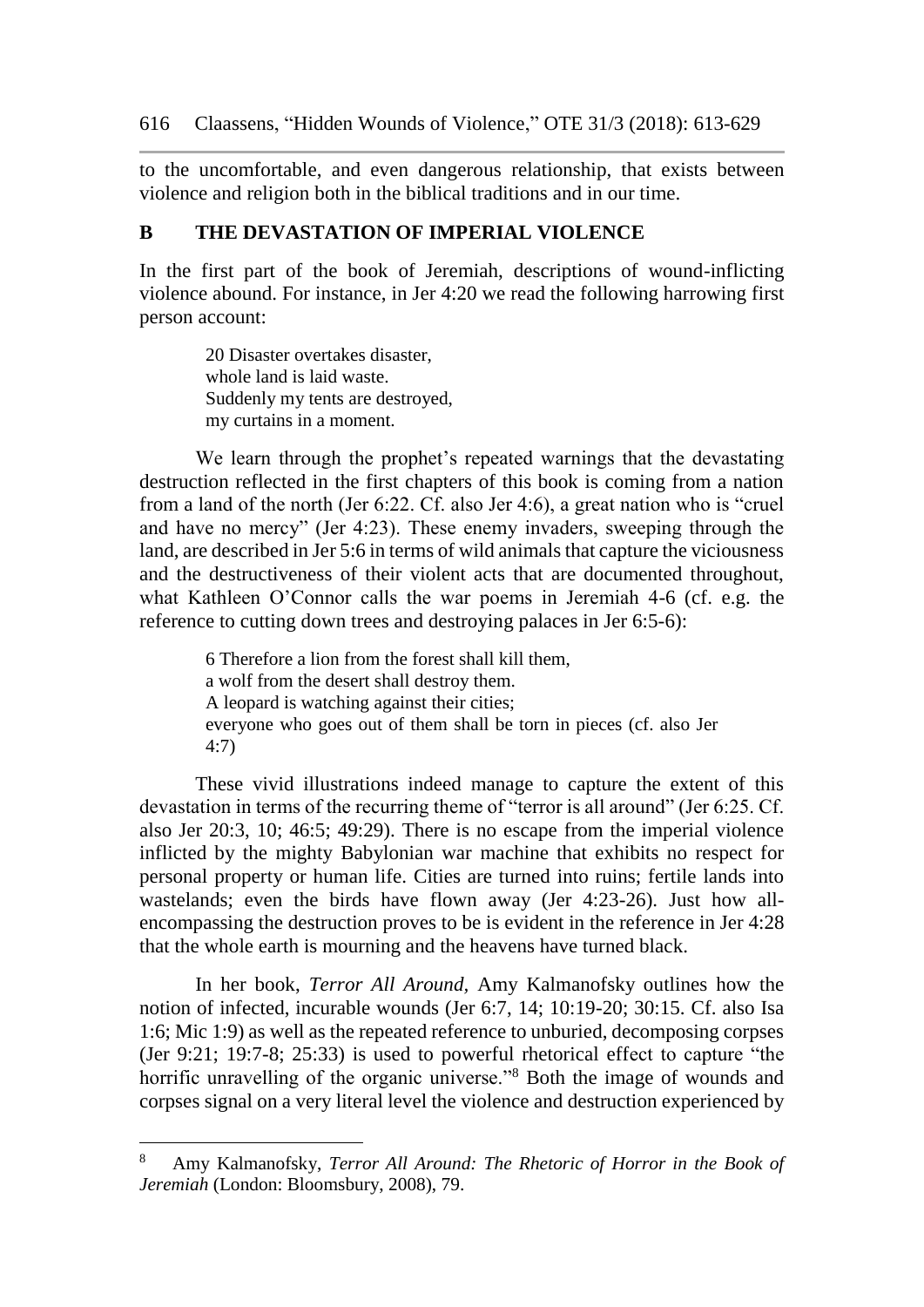to the uncomfortable, and even dangerous relationship, that exists between violence and religion both in the biblical traditions and in our time.

## B THE DEVASTATION OF IMPERIAL VIOLENCE

In the first part of the book of Jeremiah, descriptions of wound-inflicting violence abound. For instance, in Jer 4:20 we read the following harrowing first person account:

> 20 Disaster overtakes disaster,
> whole land is laid waste.
> Suddenly my tents are destroyed,
> my curtains in a moment.

We learn through the prophet's repeated warnings that the devastating destruction reflected in the first chapters of this book is coming from a nation from a land of the north (Jer 6:22. Cf. also Jer 4:6), a great nation who is "cruel and have no mercy" (Jer 4:23). These enemy invaders, sweeping through the land, are described in Jer 5:6 in terms of wild animals that capture the viciousness and the destructiveness of their violent acts that are documented throughout, what Kathleen O'Connor calls the war poems in Jeremiah 4-6 (cf. e.g. the reference to cutting down trees and destroying palaces in Jer 6:5-6):

> 6 Therefore a lion from the forest shall kill them,
> a wolf from the desert shall destroy them.
> A leopard is watching against their cities;
> everyone who goes out of them shall be torn in pieces (cf. also Jer 4:7)

These vivid illustrations indeed manage to capture the extent of this devastation in terms of the recurring theme of "terror is all around" (Jer 6:25. Cf. also Jer 20:3, 10; 46:5; 49:29). There is no escape from the imperial violence inflicted by the mighty Babylonian war machine that exhibits no respect for personal property or human life. Cities are turned into ruins; fertile lands into wastelands; even the birds have flown away (Jer 4:23-26). Just how all-encompassing the destruction proves to be is evident in the reference in Jer 4:28 that the whole earth is mourning and the heavens have turned black.

In her book, *Terror All Around*, Amy Kalmanofsky outlines how the notion of infected, incurable wounds (Jer 6:7, 14; 10:19-20; 30:15. Cf. also Isa 1:6; Mic 1:9) as well as the repeated reference to unburied, decomposing corpses (Jer 9:21; 19:7-8; 25:33) is used to powerful rhetorical effect to capture "the horrific unravelling of the organic universe."[8] Both the image of wounds and corpses signal on a very literal level the violence and destruction experienced by

---

[8] Amy Kalmanofsky, *Terror All Around: The Rhetoric of Horror in the Book of Jeremiah* (London: Bloomsbury, 2008), 79.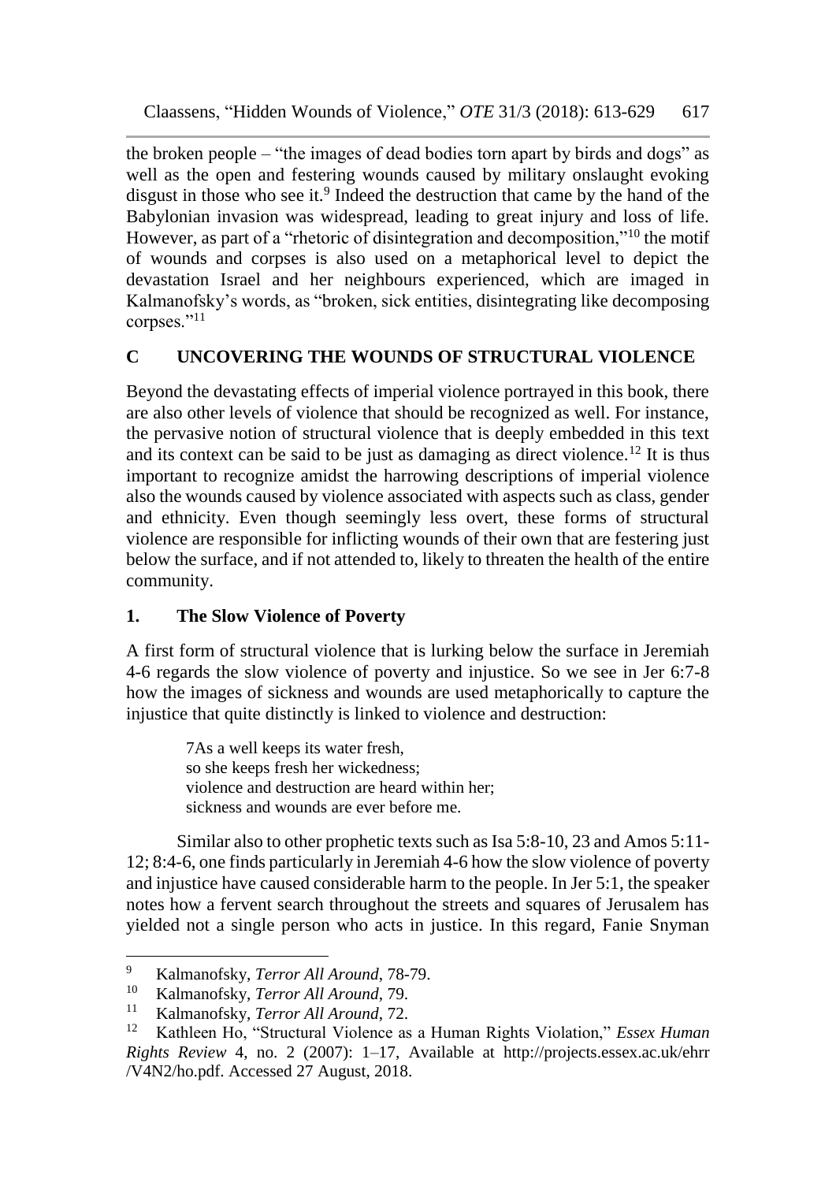the broken people – "the images of dead bodies torn apart by birds and dogs" as well as the open and festering wounds caused by military onslaught evoking disgust in those who see it.[9] Indeed the destruction that came by the hand of the Babylonian invasion was widespread, leading to great injury and loss of life. However, as part of a "rhetoric of disintegration and decomposition,"[10] the motif of wounds and corpses is also used on a metaphorical level to depict the devastation Israel and her neighbours experienced, which are imaged in Kalmanofsky's words, as "broken, sick entities, disintegrating like decomposing corpses."[11]

## C UNCOVERING THE WOUNDS OF STRUCTURAL VIOLENCE

Beyond the devastating effects of imperial violence portrayed in this book, there are also other levels of violence that should be recognized as well. For instance, the pervasive notion of structural violence that is deeply embedded in this text and its context can be said to be just as damaging as direct violence.[12] It is thus important to recognize amidst the harrowing descriptions of imperial violence also the wounds caused by violence associated with aspects such as class, gender and ethnicity. Even though seemingly less overt, these forms of structural violence are responsible for inflicting wounds of their own that are festering just below the surface, and if not attended to, likely to threaten the health of the entire community.

### 1. The Slow Violence of Poverty

A first form of structural violence that is lurking below the surface in Jeremiah 4-6 regards the slow violence of poverty and injustice. So we see in Jer 6:7-8 how the images of sickness and wounds are used metaphorically to capture the injustice that quite distinctly is linked to violence and destruction:

> 7As a well keeps its water fresh,
> so she keeps fresh her wickedness;
> violence and destruction are heard within her;
> sickness and wounds are ever before me.

Similar also to other prophetic texts such as Isa 5:8-10, 23 and Amos 5:11-12; 8:4-6, one finds particularly in Jeremiah 4-6 how the slow violence of poverty and injustice have caused considerable harm to the people. In Jer 5:1, the speaker notes how a fervent search throughout the streets and squares of Jerusalem has yielded not a single person who acts in justice. In this regard, Fanie Snyman

---

[9] Kalmanofsky, *Terror All Around*, 78-79.

[10] Kalmanofsky, *Terror All Around*, 79.

[11] Kalmanofsky, *Terror All Around*, 72.

[12] Kathleen Ho, "Structural Violence as a Human Rights Violation," *Essex Human Rights Review* 4, no. 2 (2007): 1–17, Available at http://projects.essex.ac.uk/ehrr/V4N2/ho.pdf. Accessed 27 August, 2018.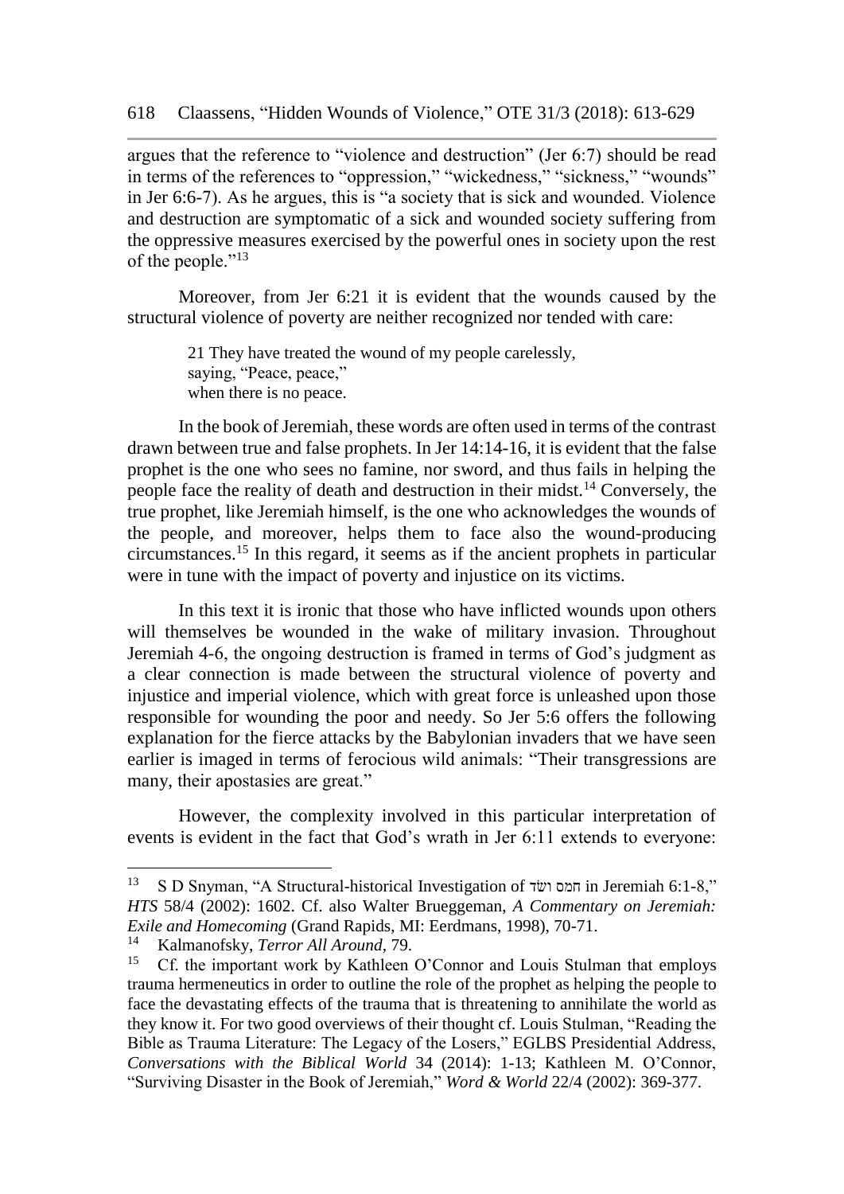argues that the reference to "violence and destruction" (Jer 6:7) should be read in terms of the references to "oppression," "wickedness," "sickness," "wounds" in Jer 6:6-7). As he argues, this is "a society that is sick and wounded. Violence and destruction are symptomatic of a sick and wounded society suffering from the oppressive measures exercised by the powerful ones in society upon the rest of the people."[13]

Moreover, from Jer 6:21 it is evident that the wounds caused by the structural violence of poverty are neither recognized nor tended with care:

> 21 They have treated the wound of my people carelessly,
> saying, "Peace, peace,"
> when there is no peace.

In the book of Jeremiah, these words are often used in terms of the contrast drawn between true and false prophets. In Jer 14:14-16, it is evident that the false prophet is the one who sees no famine, nor sword, and thus fails in helping the people face the reality of death and destruction in their midst.[14] Conversely, the true prophet, like Jeremiah himself, is the one who acknowledges the wounds of the people, and moreover, helps them to face also the wound-producing circumstances.[15] In this regard, it seems as if the ancient prophets in particular were in tune with the impact of poverty and injustice on its victims.

In this text it is ironic that those who have inflicted wounds upon others will themselves be wounded in the wake of military invasion. Throughout Jeremiah 4-6, the ongoing destruction is framed in terms of God's judgment as a clear connection is made between the structural violence of poverty and injustice and imperial violence, which with great force is unleashed upon those responsible for wounding the poor and needy. So Jer 5:6 offers the following explanation for the fierce attacks by the Babylonian invaders that we have seen earlier is imaged in terms of ferocious wild animals: "Their transgressions are many, their apostasies are great."

However, the complexity involved in this particular interpretation of events is evident in the fact that God's wrath in Jer 6:11 extends to everyone:

---

[13] S D Snyman, "A Structural-historical Investigation of חמס ושׁד in Jeremiah 6:1-8," *HTS* 58/4 (2002): 1602. Cf. also Walter Brueggeman, *A Commentary on Jeremiah: Exile and Homecoming* (Grand Rapids, MI: Eerdmans, 1998), 70-71.

[14] Kalmanofsky, *Terror All Around*, 79.

[15] Cf. the important work by Kathleen O'Connor and Louis Stulman that employs trauma hermeneutics in order to outline the role of the prophet as helping the people to face the devastating effects of the trauma that is threatening to annihilate the world as they know it. For two good overviews of their thought cf. Louis Stulman, "Reading the Bible as Trauma Literature: The Legacy of the Losers," EGLBS Presidential Address, *Conversations with the Biblical World* 34 (2014): 1-13; Kathleen M. O'Connor, "Surviving Disaster in the Book of Jeremiah," *Word & World* 22/4 (2002): 369-377.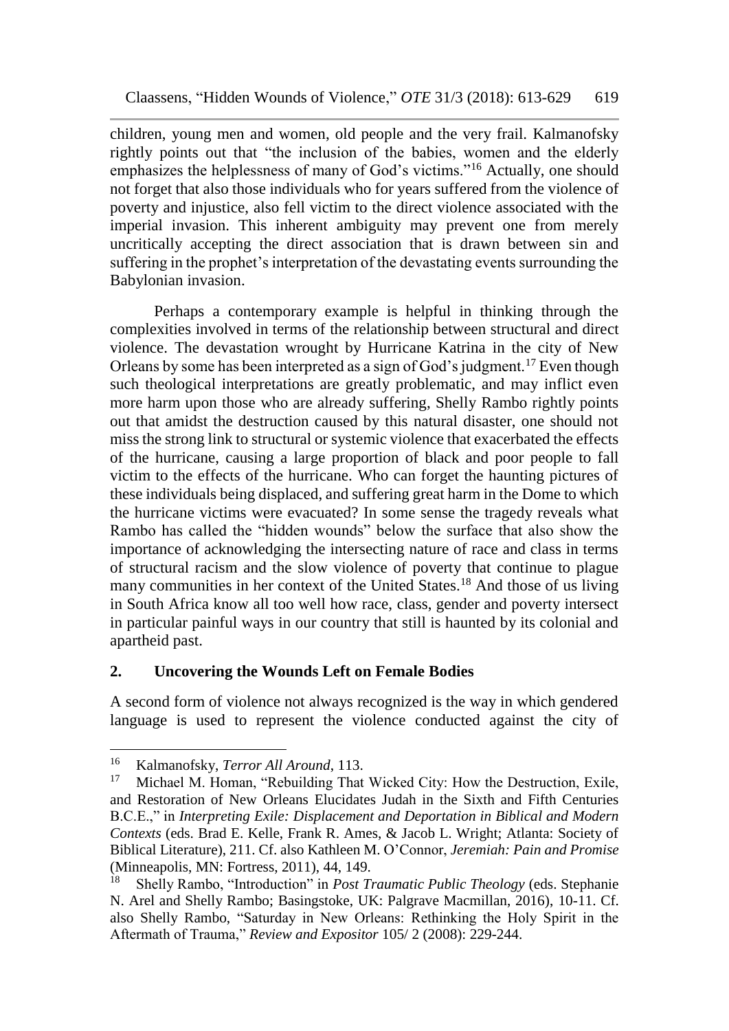children, young men and women, old people and the very frail. Kalmanofsky rightly points out that "the inclusion of the babies, women and the elderly emphasizes the helplessness of many of God's victims."[16] Actually, one should not forget that also those individuals who for years suffered from the violence of poverty and injustice, also fell victim to the direct violence associated with the imperial invasion. This inherent ambiguity may prevent one from merely uncritically accepting the direct association that is drawn between sin and suffering in the prophet's interpretation of the devastating events surrounding the Babylonian invasion.

Perhaps a contemporary example is helpful in thinking through the complexities involved in terms of the relationship between structural and direct violence. The devastation wrought by Hurricane Katrina in the city of New Orleans by some has been interpreted as a sign of God's judgment.[17] Even though such theological interpretations are greatly problematic, and may inflict even more harm upon those who are already suffering, Shelly Rambo rightly points out that amidst the destruction caused by this natural disaster, one should not miss the strong link to structural or systemic violence that exacerbated the effects of the hurricane, causing a large proportion of black and poor people to fall victim to the effects of the hurricane. Who can forget the haunting pictures of these individuals being displaced, and suffering great harm in the Dome to which the hurricane victims were evacuated? In some sense the tragedy reveals what Rambo has called the "hidden wounds" below the surface that also show the importance of acknowledging the intersecting nature of race and class in terms of structural racism and the slow violence of poverty that continue to plague many communities in her context of the United States.[18] And those of us living in South Africa know all too well how race, class, gender and poverty intersect in particular painful ways in our country that still is haunted by its colonial and apartheid past.

## 2. Uncovering the Wounds Left on Female Bodies

A second form of violence not always recognized is the way in which gendered language is used to represent the violence conducted against the city of

---

[16] Kalmanofsky, *Terror All Around*, 113.

[17] Michael M. Homan, "Rebuilding That Wicked City: How the Destruction, Exile, and Restoration of New Orleans Elucidates Judah in the Sixth and Fifth Centuries B.C.E.," in *Interpreting Exile: Displacement and Deportation in Biblical and Modern Contexts* (eds. Brad E. Kelle, Frank R. Ames, & Jacob L. Wright; Atlanta: Society of Biblical Literature), 211. Cf. also Kathleen M. O'Connor, *Jeremiah: Pain and Promise* (Minneapolis, MN: Fortress, 2011), 44, 149.

[18] Shelly Rambo, "Introduction" in *Post Traumatic Public Theology* (eds. Stephanie N. Arel and Shelly Rambo; Basingstoke, UK: Palgrave Macmillan, 2016), 10-11. Cf. also Shelly Rambo, "Saturday in New Orleans: Rethinking the Holy Spirit in the Aftermath of Trauma," *Review and Expositor* 105/ 2 (2008): 229-244.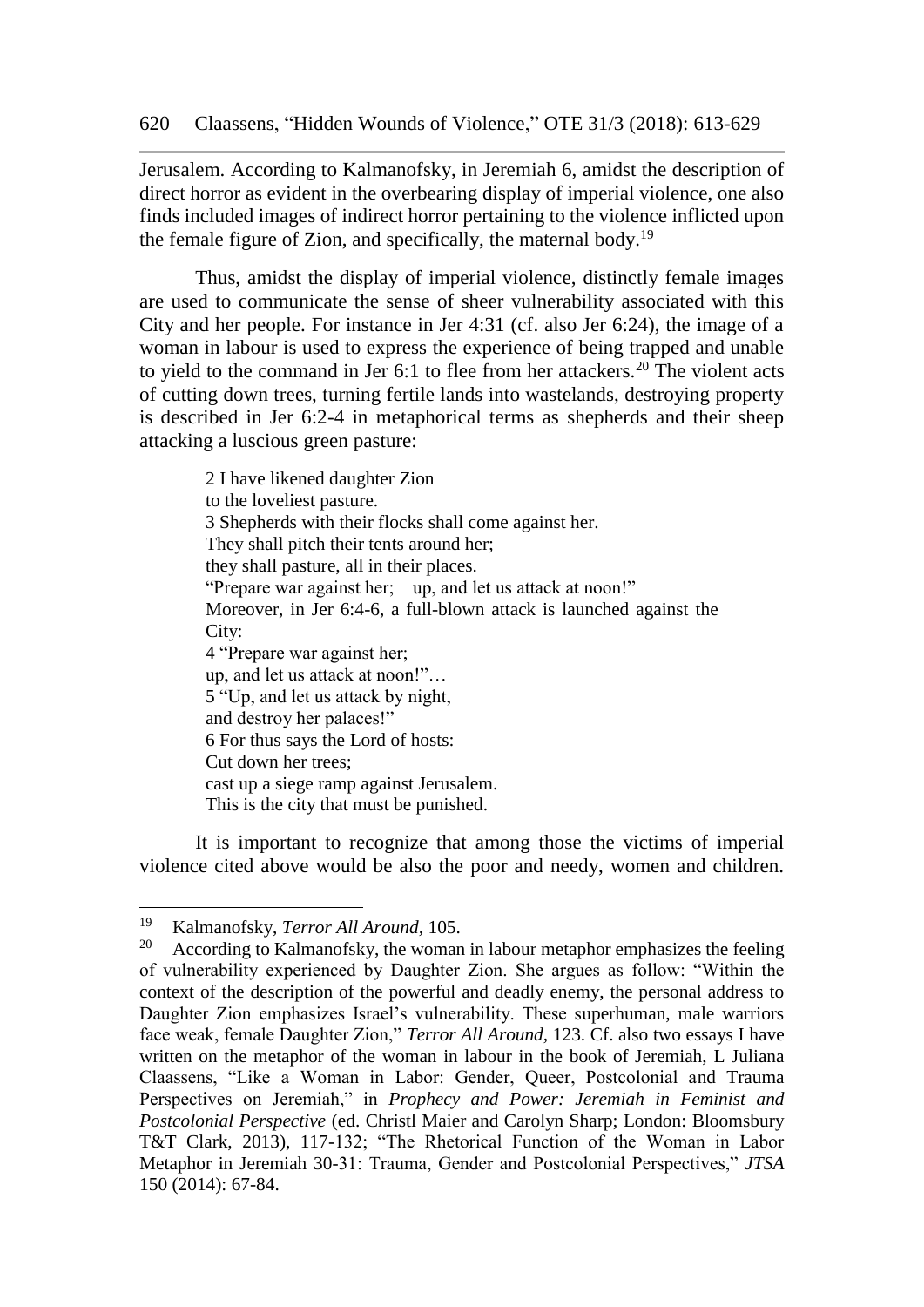Jerusalem. According to Kalmanofsky, in Jeremiah 6, amidst the description of direct horror as evident in the overbearing display of imperial violence, one also finds included images of indirect horror pertaining to the violence inflicted upon the female figure of Zion, and specifically, the maternal body.[19]

Thus, amidst the display of imperial violence, distinctly female images are used to communicate the sense of sheer vulnerability associated with this City and her people. For instance in Jer 4:31 (cf. also Jer 6:24), the image of a woman in labour is used to express the experience of being trapped and unable to yield to the command in Jer 6:1 to flee from her attackers.[20] The violent acts of cutting down trees, turning fertile lands into wastelands, destroying property is described in Jer 6:2-4 in metaphorical terms as shepherds and their sheep attacking a luscious green pasture:

> 2 I have likened daughter Zion
> to the loveliest pasture.
> 3 Shepherds with their flocks shall come against her.
> They shall pitch their tents around her;
> they shall pasture, all in their places.
> "Prepare war against her; up, and let us attack at noon!"
> Moreover, in Jer 6:4-6, a full-blown attack is launched against the City:
> 4 "Prepare war against her;
> up, and let us attack at noon!"…
> 5 "Up, and let us attack by night,
> and destroy her palaces!"
> 6 For thus says the Lord of hosts:
> Cut down her trees;
> cast up a siege ramp against Jerusalem.
> This is the city that must be punished.

It is important to recognize that among those the victims of imperial violence cited above would be also the poor and needy, women and children.

---

[19] Kalmanofsky, *Terror All Around,* 105.

[20] According to Kalmanofsky, the woman in labour metaphor emphasizes the feeling of vulnerability experienced by Daughter Zion. She argues as follow: "Within the context of the description of the powerful and deadly enemy, the personal address to Daughter Zion emphasizes Israel's vulnerability. These superhuman, male warriors face weak, female Daughter Zion," *Terror All Around,* 123. Cf. also two essays I have written on the metaphor of the woman in labour in the book of Jeremiah, L Juliana Claassens, "Like a Woman in Labor: Gender, Queer, Postcolonial and Trauma Perspectives on Jeremiah," in *Prophecy and Power: Jeremiah in Feminist and Postcolonial Perspective* (ed. Christl Maier and Carolyn Sharp; London: Bloomsbury T&T Clark, 2013), 117-132; "The Rhetorical Function of the Woman in Labor Metaphor in Jeremiah 30-31: Trauma, Gender and Postcolonial Perspectives," *JTSA* 150 (2014): 67-84.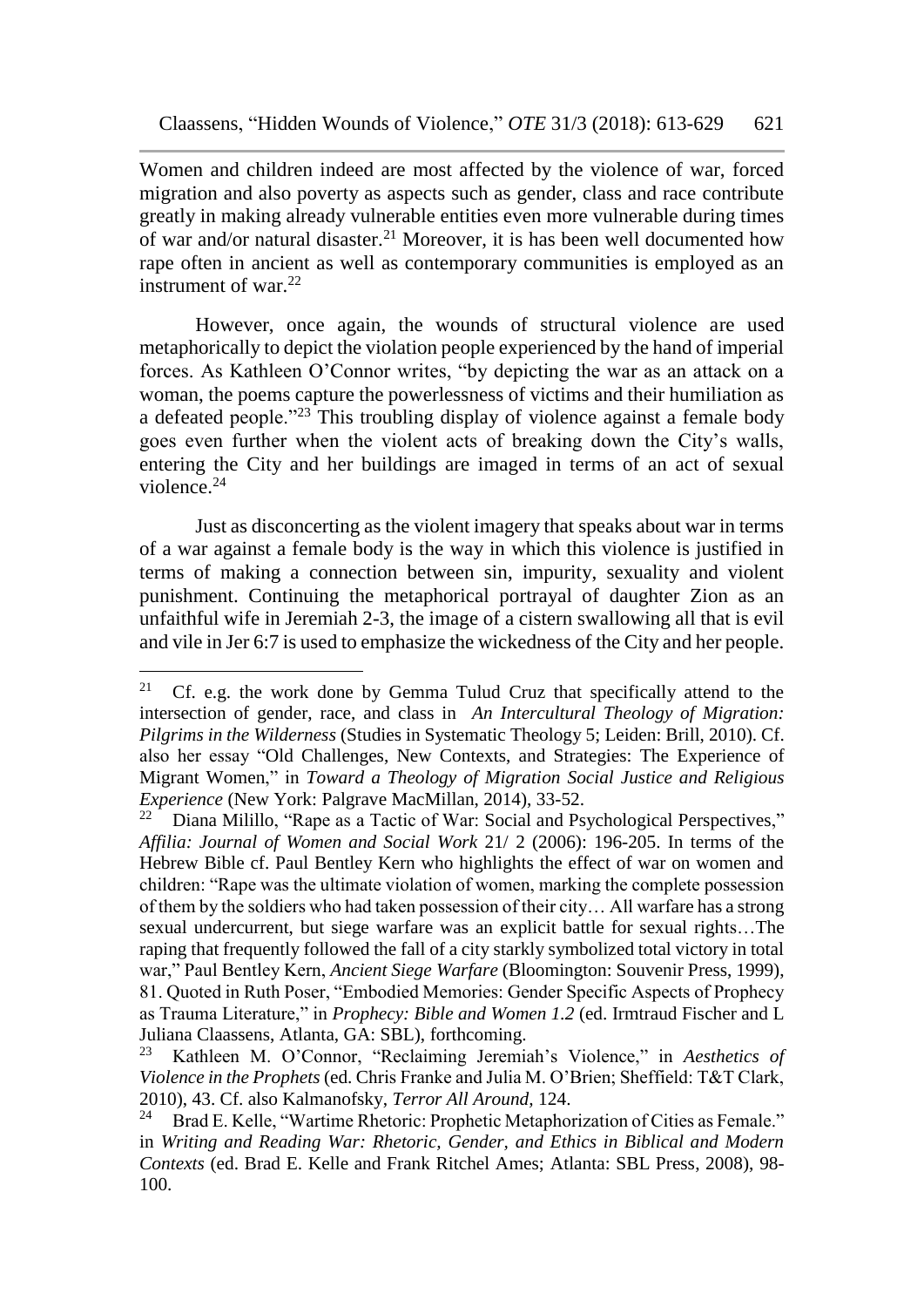Women and children indeed are most affected by the violence of war, forced migration and also poverty as aspects such as gender, class and race contribute greatly in making already vulnerable entities even more vulnerable during times of war and/or natural disaster.[21] Moreover, it is has been well documented how rape often in ancient as well as contemporary communities is employed as an instrument of war.[22]

However, once again, the wounds of structural violence are used metaphorically to depict the violation people experienced by the hand of imperial forces. As Kathleen O'Connor writes, "by depicting the war as an attack on a woman, the poems capture the powerlessness of victims and their humiliation as a defeated people."[23] This troubling display of violence against a female body goes even further when the violent acts of breaking down the City's walls, entering the City and her buildings are imaged in terms of an act of sexual violence.[24]

Just as disconcerting as the violent imagery that speaks about war in terms of a war against a female body is the way in which this violence is justified in terms of making a connection between sin, impurity, sexuality and violent punishment. Continuing the metaphorical portrayal of daughter Zion as an unfaithful wife in Jeremiah 2-3, the image of a cistern swallowing all that is evil and vile in Jer 6:7 is used to emphasize the wickedness of the City and her people.

---

[21] Cf. e.g. the work done by Gemma Tulud Cruz that specifically attend to the intersection of gender, race, and class in *An Intercultural Theology of Migration: Pilgrims in the Wilderness* (Studies in Systematic Theology 5; Leiden: Brill, 2010). Cf. also her essay "Old Challenges, New Contexts, and Strategies: The Experience of Migrant Women," in *Toward a Theology of Migration Social Justice and Religious Experience* (New York: Palgrave MacMillan, 2014), 33-52.

[22] Diana Milillo, "Rape as a Tactic of War: Social and Psychological Perspectives," *Affilia: Journal of Women and Social Work* 21/ 2 (2006): 196-205. In terms of the Hebrew Bible cf. Paul Bentley Kern who highlights the effect of war on women and children: "Rape was the ultimate violation of women, marking the complete possession of them by the soldiers who had taken possession of their city… All warfare has a strong sexual undercurrent, but siege warfare was an explicit battle for sexual rights…The raping that frequently followed the fall of a city starkly symbolized total victory in total war," Paul Bentley Kern, *Ancient Siege Warfare* (Bloomington: Souvenir Press, 1999), 81. Quoted in Ruth Poser, "Embodied Memories: Gender Specific Aspects of Prophecy as Trauma Literature," in *Prophecy: Bible and Women 1.2* (ed. Irmtraud Fischer and L Juliana Claassens, Atlanta, GA: SBL), forthcoming.

[23] Kathleen M. O'Connor, "Reclaiming Jeremiah's Violence," in *Aesthetics of Violence in the Prophets* (ed. Chris Franke and Julia M. O'Brien; Sheffield: T&T Clark, 2010), 43. Cf. also Kalmanofsky, *Terror All Around,* 124.

[24] Brad E. Kelle, "Wartime Rhetoric: Prophetic Metaphorization of Cities as Female." in *Writing and Reading War: Rhetoric, Gender, and Ethics in Biblical and Modern Contexts* (ed. Brad E. Kelle and Frank Ritchel Ames; Atlanta: SBL Press, 2008), 98-100.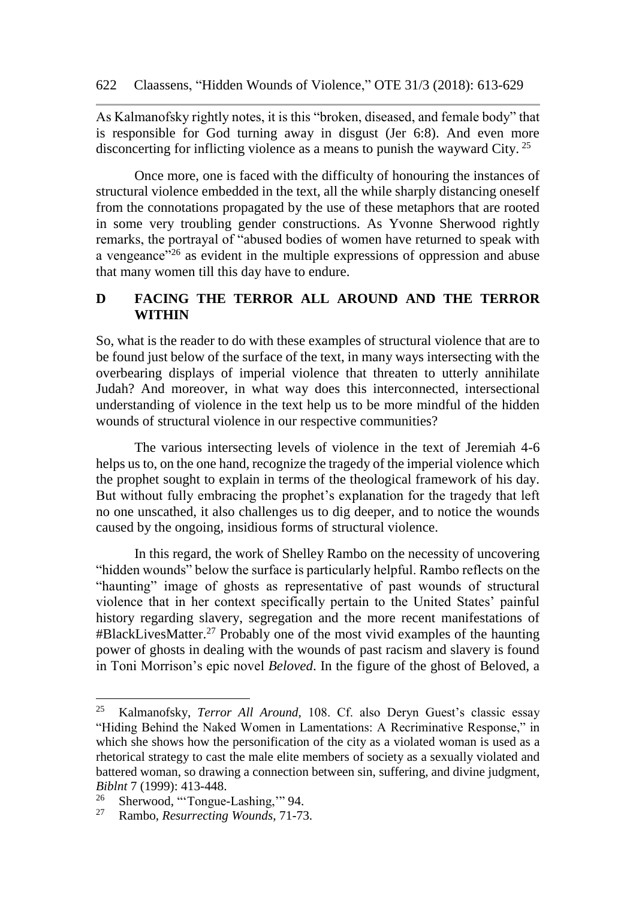As Kalmanofsky rightly notes, it is this "broken, diseased, and female body" that is responsible for God turning away in disgust (Jer 6:8). And even more disconcerting for inflicting violence as a means to punish the wayward City. [25]

Once more, one is faced with the difficulty of honouring the instances of structural violence embedded in the text, all the while sharply distancing oneself from the connotations propagated by the use of these metaphors that are rooted in some very troubling gender constructions. As Yvonne Sherwood rightly remarks, the portrayal of "abused bodies of women have returned to speak with a vengeance"[26] as evident in the multiple expressions of oppression and abuse that many women till this day have to endure.

## D FACING THE TERROR ALL AROUND AND THE TERROR WITHIN

So, what is the reader to do with these examples of structural violence that are to be found just below of the surface of the text, in many ways intersecting with the overbearing displays of imperial violence that threaten to utterly annihilate Judah? And moreover, in what way does this interconnected, intersectional understanding of violence in the text help us to be more mindful of the hidden wounds of structural violence in our respective communities?

The various intersecting levels of violence in the text of Jeremiah 4-6 helps us to, on the one hand, recognize the tragedy of the imperial violence which the prophet sought to explain in terms of the theological framework of his day. But without fully embracing the prophet's explanation for the tragedy that left no one unscathed, it also challenges us to dig deeper, and to notice the wounds caused by the ongoing, insidious forms of structural violence.

In this regard, the work of Shelley Rambo on the necessity of uncovering "hidden wounds" below the surface is particularly helpful. Rambo reflects on the "haunting" image of ghosts as representative of past wounds of structural violence that in her context specifically pertain to the United States' painful history regarding slavery, segregation and the more recent manifestations of #BlackLivesMatter.[27] Probably one of the most vivid examples of the haunting power of ghosts in dealing with the wounds of past racism and slavery is found in Toni Morrison's epic novel *Beloved*. In the figure of the ghost of Beloved, a

---

[25] Kalmanofsky, *Terror All Around,* 108. Cf. also Deryn Guest's classic essay "Hiding Behind the Naked Women in Lamentations: A Recriminative Response," in which she shows how the personification of the city as a violated woman is used as a rhetorical strategy to cast the male elite members of society as a sexually violated and battered woman, so drawing a connection between sin, suffering, and divine judgment, *BibInt* 7 (1999): 413-448.

[26] Sherwood, "'Tongue-Lashing,'" 94.

[27] Rambo, *Resurrecting Wounds*, 71-73.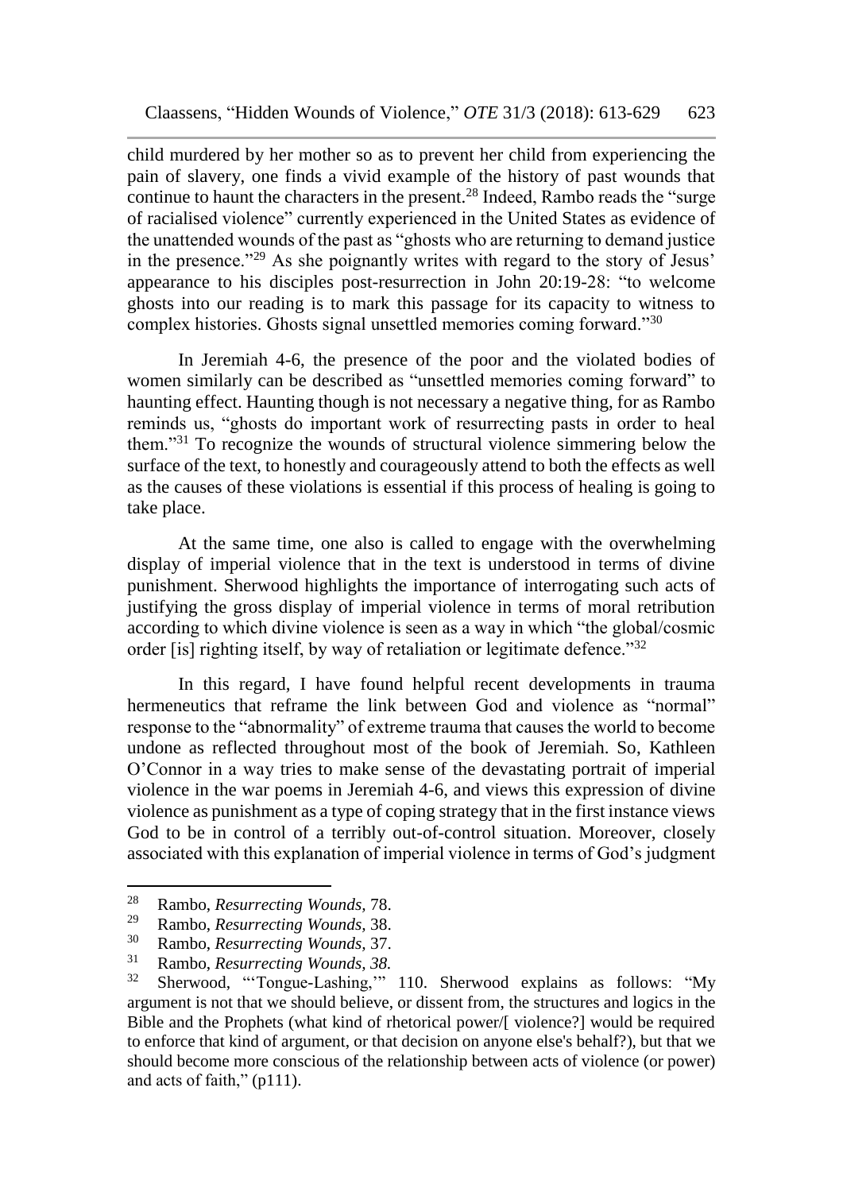child murdered by her mother so as to prevent her child from experiencing the pain of slavery, one finds a vivid example of the history of past wounds that continue to haunt the characters in the present.[28] Indeed, Rambo reads the "surge of racialised violence" currently experienced in the United States as evidence of the unattended wounds of the past as "ghosts who are returning to demand justice in the presence."[29] As she poignantly writes with regard to the story of Jesus' appearance to his disciples post-resurrection in John 20:19-28: "to welcome ghosts into our reading is to mark this passage for its capacity to witness to complex histories. Ghosts signal unsettled memories coming forward."[30]

In Jeremiah 4-6, the presence of the poor and the violated bodies of women similarly can be described as "unsettled memories coming forward" to haunting effect. Haunting though is not necessary a negative thing, for as Rambo reminds us, "ghosts do important work of resurrecting pasts in order to heal them."[31] To recognize the wounds of structural violence simmering below the surface of the text, to honestly and courageously attend to both the effects as well as the causes of these violations is essential if this process of healing is going to take place.

At the same time, one also is called to engage with the overwhelming display of imperial violence that in the text is understood in terms of divine punishment. Sherwood highlights the importance of interrogating such acts of justifying the gross display of imperial violence in terms of moral retribution according to which divine violence is seen as a way in which "the global/cosmic order [is] righting itself, by way of retaliation or legitimate defence."[32]

In this regard, I have found helpful recent developments in trauma hermeneutics that reframe the link between God and violence as "normal" response to the "abnormality" of extreme trauma that causes the world to become undone as reflected throughout most of the book of Jeremiah. So, Kathleen O'Connor in a way tries to make sense of the devastating portrait of imperial violence in the war poems in Jeremiah 4-6, and views this expression of divine violence as punishment as a type of coping strategy that in the first instance views God to be in control of a terribly out-of-control situation. Moreover, closely associated with this explanation of imperial violence in terms of God's judgment

---

[28] Rambo, *Resurrecting Wounds,* 78.

[29] Rambo, *Resurrecting Wounds,* 38.

[30] Rambo, *Resurrecting Wounds,* 37.

[31] Rambo, *Resurrecting Wounds, 38.*

[32] Sherwood, "'Tongue-Lashing,'" 110. Sherwood explains as follows: "My argument is not that we should believe, or dissent from, the structures and logics in the Bible and the Prophets (what kind of rhetorical power/[ violence?] would be required to enforce that kind of argument, or that decision on anyone else's behalf?), but that we should become more conscious of the relationship between acts of violence (or power) and acts of faith," (p111).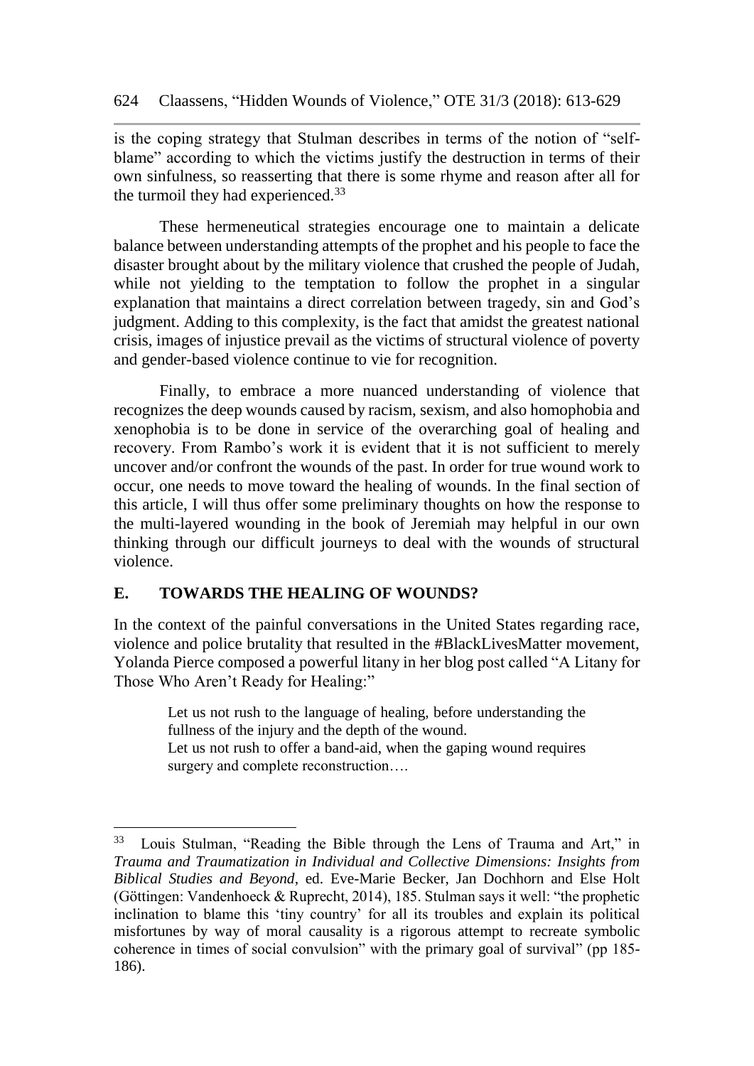is the coping strategy that Stulman describes in terms of the notion of "self-blame" according to which the victims justify the destruction in terms of their own sinfulness, so reasserting that there is some rhyme and reason after all for the turmoil they had experienced.[33]

These hermeneutical strategies encourage one to maintain a delicate balance between understanding attempts of the prophet and his people to face the disaster brought about by the military violence that crushed the people of Judah, while not yielding to the temptation to follow the prophet in a singular explanation that maintains a direct correlation between tragedy, sin and God's judgment. Adding to this complexity, is the fact that amidst the greatest national crisis, images of injustice prevail as the victims of structural violence of poverty and gender-based violence continue to vie for recognition.

Finally, to embrace a more nuanced understanding of violence that recognizes the deep wounds caused by racism, sexism, and also homophobia and xenophobia is to be done in service of the overarching goal of healing and recovery. From Rambo's work it is evident that it is not sufficient to merely uncover and/or confront the wounds of the past. In order for true wound work to occur, one needs to move toward the healing of wounds. In the final section of this article, I will thus offer some preliminary thoughts on how the response to the multi-layered wounding in the book of Jeremiah may helpful in our own thinking through our difficult journeys to deal with the wounds of structural violence.

## E. TOWARDS THE HEALING OF WOUNDS?

In the context of the painful conversations in the United States regarding race, violence and police brutality that resulted in the #BlackLivesMatter movement, Yolanda Pierce composed a powerful litany in her blog post called "A Litany for Those Who Aren't Ready for Healing:"

> Let us not rush to the language of healing, before understanding the fullness of the injury and the depth of the wound.
> Let us not rush to offer a band-aid, when the gaping wound requires surgery and complete reconstruction….

---

[33] Louis Stulman, "Reading the Bible through the Lens of Trauma and Art," in *Trauma and Traumatization in Individual and Collective Dimensions: Insights from Biblical Studies and Beyond*, ed. Eve-Marie Becker, Jan Dochhorn and Else Holt (Göttingen: Vandenhoeck & Ruprecht, 2014), 185. Stulman says it well: "the prophetic inclination to blame this 'tiny country' for all its troubles and explain its political misfortunes by way of moral causality is a rigorous attempt to recreate symbolic coherence in times of social convulsion" with the primary goal of survival" (pp 185-186).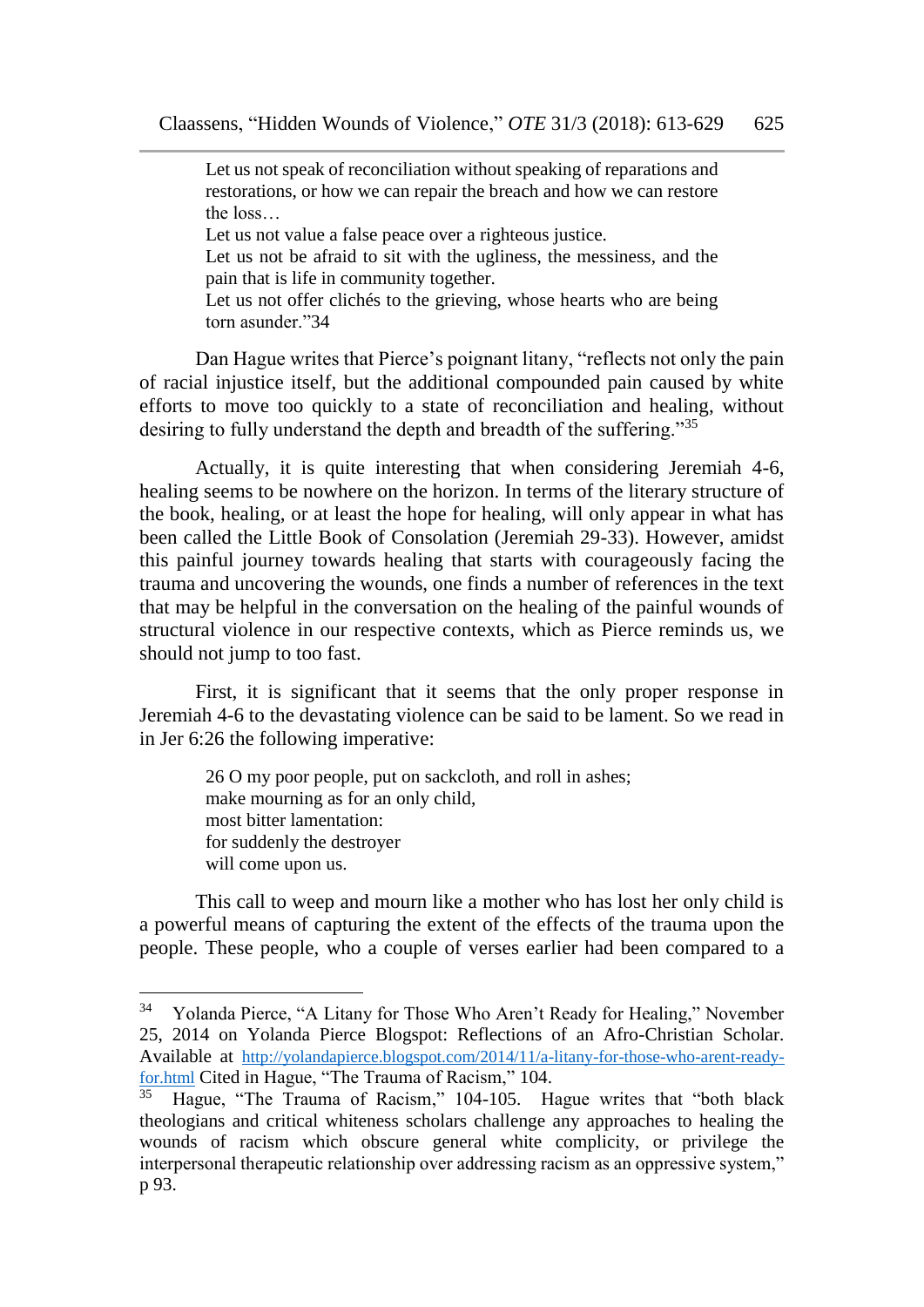> Let us not speak of reconciliation without speaking of reparations and restorations, or how we can repair the breach and how we can restore the loss…
> Let us not value a false peace over a righteous justice.
> Let us not be afraid to sit with the ugliness, the messiness, and the pain that is life in community together.
> Let us not offer clichés to the grieving, whose hearts who are being torn asunder."34

Dan Hague writes that Pierce's poignant litany, "reflects not only the pain of racial injustice itself, but the additional compounded pain caused by white efforts to move too quickly to a state of reconciliation and healing, without desiring to fully understand the depth and breadth of the suffering."[35]

Actually, it is quite interesting that when considering Jeremiah 4-6, healing seems to be nowhere on the horizon. In terms of the literary structure of the book, healing, or at least the hope for healing, will only appear in what has been called the Little Book of Consolation (Jeremiah 29-33). However, amidst this painful journey towards healing that starts with courageously facing the trauma and uncovering the wounds, one finds a number of references in the text that may be helpful in the conversation on the healing of the painful wounds of structural violence in our respective contexts, which as Pierce reminds us, we should not jump to too fast.

First, it is significant that it seems that the only proper response in Jeremiah 4-6 to the devastating violence can be said to be lament. So we read in in Jer 6:26 the following imperative:

> 26 O my poor people, put on sackcloth, and roll in ashes;
> make mourning as for an only child,
> most bitter lamentation:
> for suddenly the destroyer
> will come upon us.

This call to weep and mourn like a mother who has lost her only child is a powerful means of capturing the extent of the effects of the trauma upon the people. These people, who a couple of verses earlier had been compared to a

---

[34] Yolanda Pierce, "A Litany for Those Who Aren't Ready for Healing," November 25, 2014 on Yolanda Pierce Blogspot: Reflections of an Afro-Christian Scholar. Available at http://yolandapierce.blogspot.com/2014/11/a-litany-for-those-who-arent-ready-for.html Cited in Hague, "The Trauma of Racism," 104.

[35] Hague, "The Trauma of Racism," 104-105. Hague writes that "both black theologians and critical whiteness scholars challenge any approaches to healing the wounds of racism which obscure general white complicity, or privilege the interpersonal therapeutic relationship over addressing racism as an oppressive system," p 93.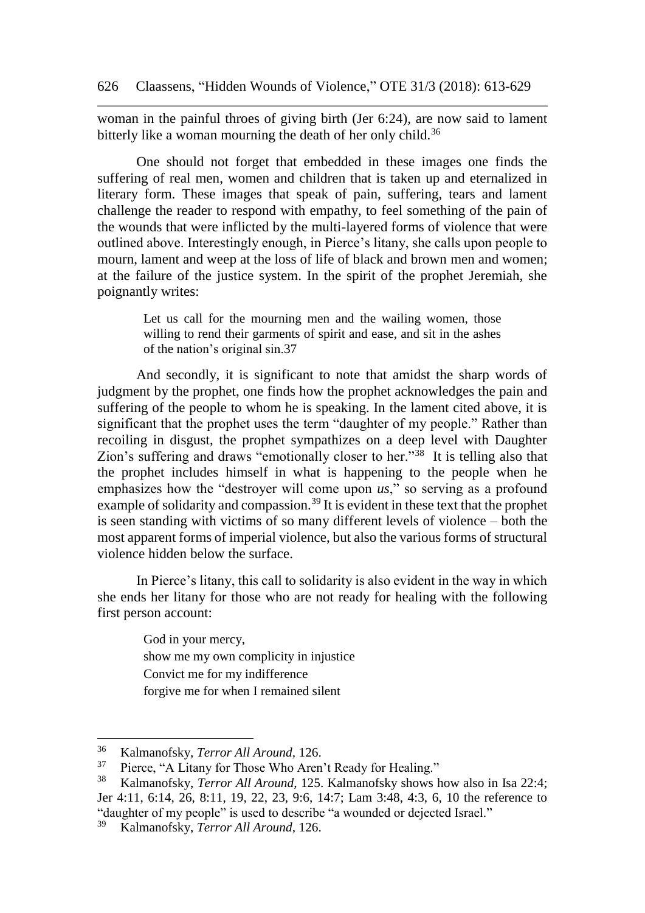woman in the painful throes of giving birth (Jer 6:24), are now said to lament bitterly like a woman mourning the death of her only child.[36]

One should not forget that embedded in these images one finds the suffering of real men, women and children that is taken up and eternalized in literary form. These images that speak of pain, suffering, tears and lament challenge the reader to respond with empathy, to feel something of the pain of the wounds that were inflicted by the multi-layered forms of violence that were outlined above. Interestingly enough, in Pierce's litany, she calls upon people to mourn, lament and weep at the loss of life of black and brown men and women; at the failure of the justice system. In the spirit of the prophet Jeremiah, she poignantly writes:

> Let us call for the mourning men and the wailing women, those willing to rend their garments of spirit and ease, and sit in the ashes of the nation's original sin.37

And secondly, it is significant to note that amidst the sharp words of judgment by the prophet, one finds how the prophet acknowledges the pain and suffering of the people to whom he is speaking. In the lament cited above, it is significant that the prophet uses the term "daughter of my people." Rather than recoiling in disgust, the prophet sympathizes on a deep level with Daughter Zion's suffering and draws "emotionally closer to her."[38] It is telling also that the prophet includes himself in what is happening to the people when he emphasizes how the "destroyer will come upon *us*," so serving as a profound example of solidarity and compassion.[39] It is evident in these text that the prophet is seen standing with victims of so many different levels of violence – both the most apparent forms of imperial violence, but also the various forms of structural violence hidden below the surface.

In Pierce's litany, this call to solidarity is also evident in the way in which she ends her litany for those who are not ready for healing with the following first person account:

> God in your mercy,
> show me my own complicity in injustice
> Convict me for my indifference
> forgive me for when I remained silent

---

[36] Kalmanofsky, *Terror All Around,* 126.

[37] Pierce, "A Litany for Those Who Aren't Ready for Healing."

[38] Kalmanofsky, *Terror All Around,* 125. Kalmanofsky shows how also in Isa 22:4; Jer 4:11, 6:14, 26, 8:11, 19, 22, 23, 9:6, 14:7; Lam 3:48, 4:3, 6, 10 the reference to "daughter of my people" is used to describe "a wounded or dejected Israel."

[39] Kalmanofsky, *Terror All Around,* 126.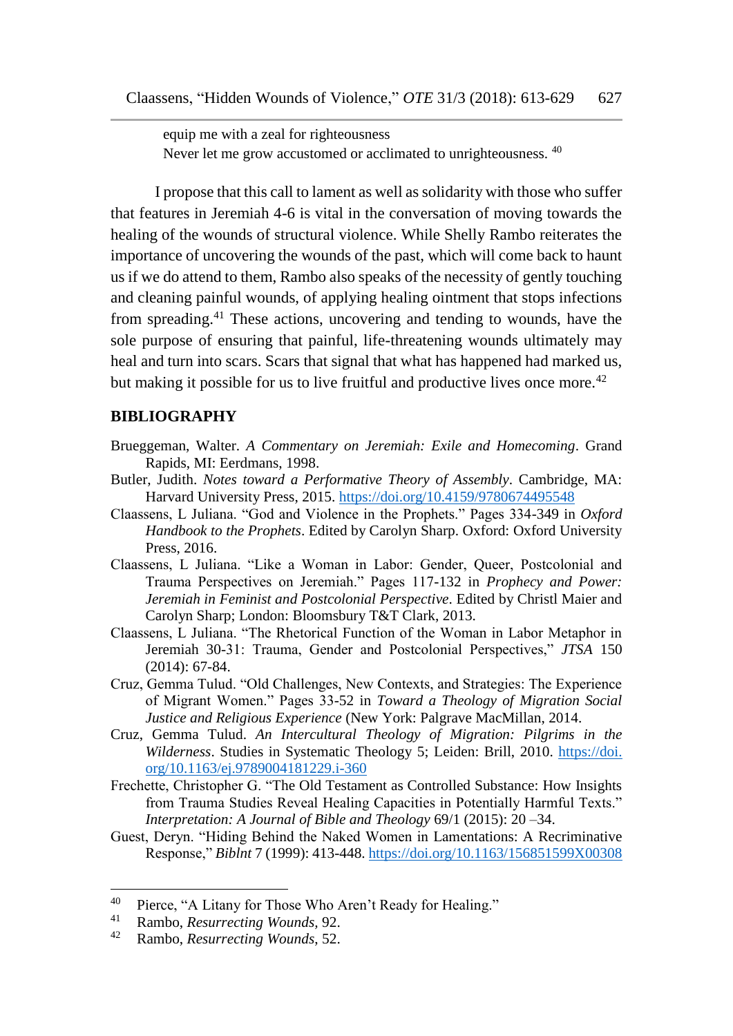equip me with a zeal for righteousness
Never let me grow accustomed or acclimated to unrighteousness. [40]

I propose that this call to lament as well as solidarity with those who suffer that features in Jeremiah 4-6 is vital in the conversation of moving towards the healing of the wounds of structural violence. While Shelly Rambo reiterates the importance of uncovering the wounds of the past, which will come back to haunt us if we do attend to them, Rambo also speaks of the necessity of gently touching and cleaning painful wounds, of applying healing ointment that stops infections from spreading.[41] These actions, uncovering and tending to wounds, have the sole purpose of ensuring that painful, life-threatening wounds ultimately may heal and turn into scars. Scars that signal that what has happened had marked us, but making it possible for us to live fruitful and productive lives once more.[42]

## BIBLIOGRAPHY

Brueggeman, Walter. *A Commentary on Jeremiah: Exile and Homecoming*. Grand Rapids, MI: Eerdmans, 1998.

Butler, Judith. *Notes toward a Performative Theory of Assembly*. Cambridge, MA: Harvard University Press, 2015. https://doi.org/10.4159/9780674495548

Claassens, L Juliana. "God and Violence in the Prophets." Pages 334-349 in *Oxford Handbook to the Prophets*. Edited by Carolyn Sharp. Oxford: Oxford University Press, 2016.

Claassens, L Juliana. "Like a Woman in Labor: Gender, Queer, Postcolonial and Trauma Perspectives on Jeremiah." Pages 117-132 in *Prophecy and Power: Jeremiah in Feminist and Postcolonial Perspective*. Edited by Christl Maier and Carolyn Sharp; London: Bloomsbury T&T Clark, 2013.

Claassens, L Juliana. "The Rhetorical Function of the Woman in Labor Metaphor in Jeremiah 30-31: Trauma, Gender and Postcolonial Perspectives," *JTSA* 150 (2014): 67-84.

Cruz, Gemma Tulud. "Old Challenges, New Contexts, and Strategies: The Experience of Migrant Women." Pages 33-52 in *Toward a Theology of Migration Social Justice and Religious Experience* (New York: Palgrave MacMillan, 2014.

Cruz, Gemma Tulud. *An Intercultural Theology of Migration: Pilgrims in the Wilderness*. Studies in Systematic Theology 5; Leiden: Brill, 2010. https://doi.org/10.1163/ej.9789004181229.i-360

Frechette, Christopher G. "The Old Testament as Controlled Substance: How Insights from Trauma Studies Reveal Healing Capacities in Potentially Harmful Texts." *Interpretation: A Journal of Bible and Theology* 69/1 (2015): 20 –34.

Guest, Deryn. "Hiding Behind the Naked Women in Lamentations: A Recriminative Response," *BibInt* 7 (1999): 413-448. https://doi.org/10.1163/156851599X00308

---

[40] Pierce, "A Litany for Those Who Aren't Ready for Healing."

[41] Rambo, *Resurrecting Wounds*, 92.

[42] Rambo, *Resurrecting Wounds*, 52.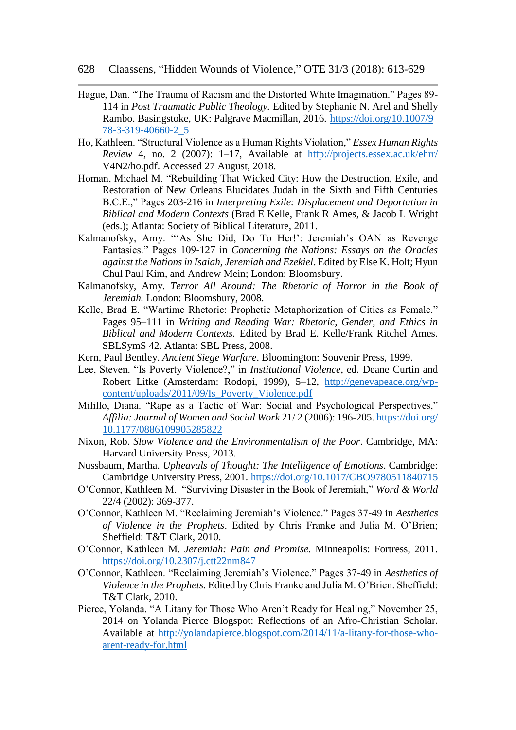Hague, Dan. "The Trauma of Racism and the Distorted White Imagination." Pages 89-114 in *Post Traumatic Public Theology.* Edited by Stephanie N. Arel and Shelly Rambo. Basingstoke, UK: Palgrave Macmillan, 2016. https://doi.org/10.1007/978-3-319-40660-2_5

Ho, Kathleen. "Structural Violence as a Human Rights Violation," *Essex Human Rights Review* 4, no. 2 (2007): 1–17, Available at http://projects.essex.ac.uk/ehrr/V4N2/ho.pdf. Accessed 27 August, 2018.

Homan, Michael M. "Rebuilding That Wicked City: How the Destruction, Exile, and Restoration of New Orleans Elucidates Judah in the Sixth and Fifth Centuries B.C.E.," Pages 203-216 in *Interpreting Exile: Displacement and Deportation in Biblical and Modern Contexts* (Brad E Kelle, Frank R Ames, & Jacob L Wright (eds.); Atlanta: Society of Biblical Literature, 2011.

Kalmanofsky, Amy. "'As She Did, Do To Her!': Jeremiah's OAN as Revenge Fantasies." Pages 109-127 in *Concerning the Nations: Essays on the Oracles against the Nations in Isaiah, Jeremiah and Ezekiel*. Edited by Else K. Holt; Hyun Chul Paul Kim, and Andrew Mein; London: Bloomsbury.

Kalmanofsky, Amy. *Terror All Around: The Rhetoric of Horror in the Book of Jeremiah.* London: Bloomsbury, 2008.

Kelle, Brad E. "Wartime Rhetoric: Prophetic Metaphorization of Cities as Female." Pages 95–111 in *Writing and Reading War: Rhetoric, Gender, and Ethics in Biblical and Modern Contexts.* Edited by Brad E. Kelle/Frank Ritchel Ames. SBLSymS 42. Atlanta: SBL Press, 2008.

Kern, Paul Bentley. *Ancient Siege Warfare*. Bloomington: Souvenir Press, 1999.

Lee, Steven. "Is Poverty Violence?," in *Institutional Violence*, ed. Deane Curtin and Robert Litke (Amsterdam: Rodopi, 1999), 5–12, http://genevapeace.org/wp-content/uploads/2011/09/Is_Poverty_Violence.pdf

Milillo, Diana. "Rape as a Tactic of War: Social and Psychological Perspectives," *Affilia: Journal of Women and Social Work* 21/ 2 (2006): 196-205. https://doi.org/10.1177/0886109905285822

Nixon, Rob. *Slow Violence and the Environmentalism of the Poor*. Cambridge, MA: Harvard University Press, 2013.

Nussbaum, Martha. *Upheavals of Thought: The Intelligence of Emotions*. Cambridge: Cambridge University Press, 2001. https://doi.org/10.1017/CBO9780511840715

O'Connor, Kathleen M. "Surviving Disaster in the Book of Jeremiah," *Word & World* 22/4 (2002): 369-377.

O'Connor, Kathleen M. "Reclaiming Jeremiah's Violence." Pages 37-49 in *Aesthetics of Violence in the Prophets*. Edited by Chris Franke and Julia M. O'Brien; Sheffield: T&T Clark, 2010.

O'Connor, Kathleen M. *Jeremiah: Pain and Promise.* Minneapolis: Fortress, 2011. https://doi.org/10.2307/j.ctt22nm847

O'Connor, Kathleen. "Reclaiming Jeremiah's Violence." Pages 37-49 in *Aesthetics of Violence in the Prophets.* Edited by Chris Franke and Julia M. O'Brien. Sheffield: T&T Clark, 2010.

Pierce, Yolanda. "A Litany for Those Who Aren't Ready for Healing," November 25, 2014 on Yolanda Pierce Blogspot: Reflections of an Afro-Christian Scholar. Available at http://yolandapierce.blogspot.com/2014/11/a-litany-for-those-who-arent-ready-for.html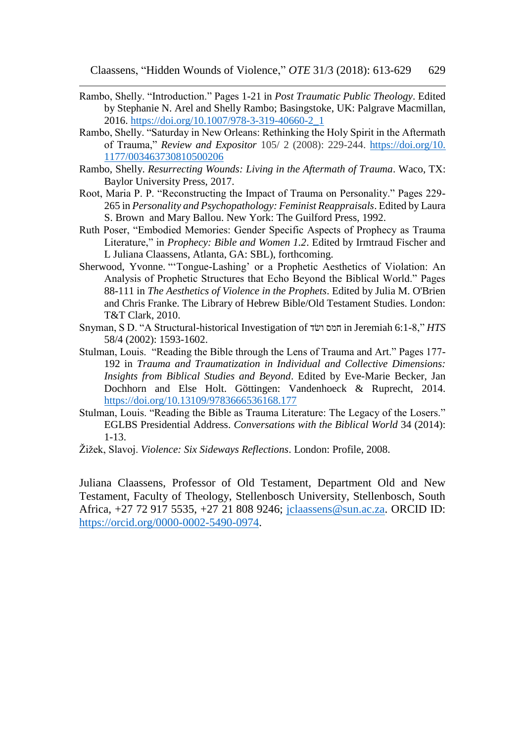Rambo, Shelly. "Introduction." Pages 1-21 in *Post Traumatic Public Theology*. Edited by Stephanie N. Arel and Shelly Rambo; Basingstoke, UK: Palgrave Macmillan, 2016. https://doi.org/10.1007/978-3-319-40660-2_1

Rambo, Shelly. "Saturday in New Orleans: Rethinking the Holy Spirit in the Aftermath of Trauma," *Review and Expositor* 105/ 2 (2008): 229-244. https://doi.org/10.1177/003463730810500206

Rambo, Shelly. *Resurrecting Wounds: Living in the Aftermath of Trauma*. Waco, TX: Baylor University Press, 2017.

Root, Maria P. P. "Reconstructing the Impact of Trauma on Personality." Pages 229-265 in *Personality and Psychopathology: Feminist Reappraisals*. Edited by Laura S. Brown and Mary Ballou. New York: The Guilford Press, 1992.

Ruth Poser, "Embodied Memories: Gender Specific Aspects of Prophecy as Trauma Literature," in *Prophecy: Bible and Women 1.2*. Edited by Irmtraud Fischer and L Juliana Claassens, Atlanta, GA: SBL), forthcoming.

Sherwood, Yvonne. "'Tongue-Lashing' or a Prophetic Aesthetics of Violation: An Analysis of Prophetic Structures that Echo Beyond the Biblical World." Pages 88-111 in *The Aesthetics of Violence in the Prophets*. Edited by Julia M. O'Brien and Chris Franke. The Library of Hebrew Bible/Old Testament Studies. London: T&T Clark, 2010.

Snyman, S D. "A Structural-historical Investigation of חמס ושׁד in Jeremiah 6:1-8," *HTS* 58/4 (2002): 1593-1602.

Stulman, Louis. "Reading the Bible through the Lens of Trauma and Art." Pages 177-192 in *Trauma and Traumatization in Individual and Collective Dimensions: Insights from Biblical Studies and Beyond*. Edited by Eve-Marie Becker, Jan Dochhorn and Else Holt. Göttingen: Vandenhoeck & Ruprecht, 2014. https://doi.org/10.13109/9783666536168.177

Stulman, Louis. "Reading the Bible as Trauma Literature: The Legacy of the Losers." EGLBS Presidential Address. *Conversations with the Biblical World* 34 (2014): 1-13.

Žižek, Slavoj. *Violence: Six Sideways Reflections*. London: Profile, 2008.

Juliana Claassens, Professor of Old Testament, Department Old and New Testament, Faculty of Theology, Stellenbosch University, Stellenbosch, South Africa, +27 72 917 5535, +27 21 808 9246; jclaassens@sun.ac.za. ORCID ID: https://orcid.org/0000-0002-5490-0974.